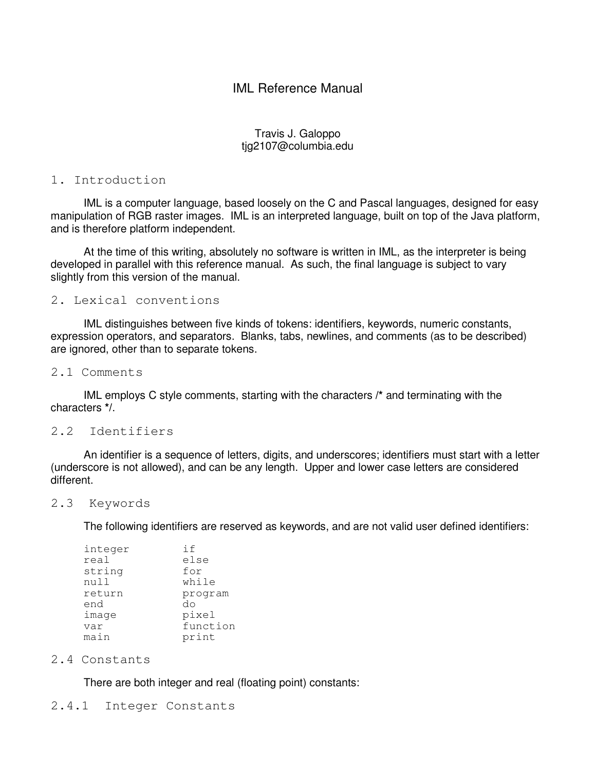# IML Reference Manual

Travis J. Galoppo
tjg2107@columbia.edu

## 1. Introduction

IML is a computer language, based loosely on the C and Pascal languages, designed for easy manipulation of RGB raster images. IML is an interpreted language, built on top of the Java platform, and is therefore platform independent.

At the time of this writing, absolutely no software is written in IML, as the interpreter is being developed in parallel with this reference manual. As such, the final language is subject to vary slightly from this version of the manual.

## 2. Lexical conventions

IML distinguishes between five kinds of tokens: identifiers, keywords, numeric constants, expression operators, and separators. Blanks, tabs, newlines, and comments (as to be described) are ignored, other than to separate tokens.

### 2.1 Comments

IML employs C style comments, starting with the characters /* and terminating with the characters */.

### 2.2 Identifiers

An identifier is a sequence of letters, digits, and underscores; identifiers must start with a letter (underscore is not allowed), and can be any length. Upper and lower case letters are considered different.

### 2.3 Keywords

The following identifiers are reserved as keywords, and are not valid user defined identifiers:

```
integer        if
real           else
string         for
null           while
return         program
end            do
image          pixel
var            function
main           print
```

### 2.4 Constants

There are both integer and real (floating point) constants:

#### 2.4.1 Integer Constants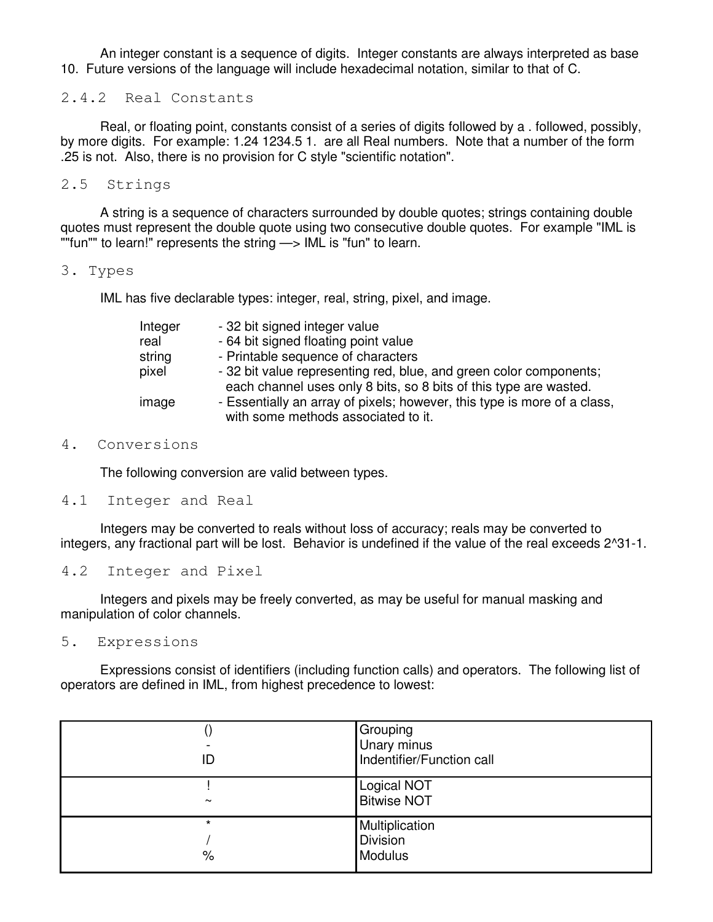An integer constant is a sequence of digits. Integer constants are always interpreted as base 10. Future versions of the language will include hexadecimal notation, similar to that of C.

### 2.4.2 Real Constants

Real, or floating point, constants consist of a series of digits followed by a . followed, possibly, by more digits. For example: 1.24 1234.5 1. are all Real numbers. Note that a number of the form .25 is not. Also, there is no provision for C style "scientific notation".

## 2.5 Strings

A string is a sequence of characters surrounded by double quotes; strings containing double quotes must represent the double quote using two consecutive double quotes. For example "IML is ""fun"" to learn!" represents the string —> IML is "fun" to learn.

# 3. Types

IML has five declarable types: integer, real, string, pixel, and image.

| | |
|---|---|
| Integer | - 32 bit signed integer value |
| real | - 64 bit signed floating point value |
| string | - Printable sequence of characters |
| pixel | - 32 bit value representing red, blue, and green color components; each channel uses only 8 bits, so 8 bits of this type are wasted. |
| image | - Essentially an array of pixels; however, this type is more of a class, with some methods associated to it. |

# 4. Conversions

The following conversion are valid between types.

## 4.1 Integer and Real

Integers may be converted to reals without loss of accuracy; reals may be converted to integers, any fractional part will be lost. Behavior is undefined if the value of the real exceeds 2^31-1.

## 4.2 Integer and Pixel

Integers and pixels may be freely converted, as may be useful for manual masking and manipulation of color channels.

# 5. Expressions

Expressions consist of identifiers (including function calls) and operators. The following list of operators are defined in IML, from highest precedence to lowest:

| Operator | Description |
|---|---|
| ()<br>-<br>ID | Grouping<br>Unary minus<br>Indentifier/Function call |
| !<br>~ | Logical NOT<br>Bitwise NOT |
| *<br>/<br>% | Multiplication<br>Division<br>Modulus |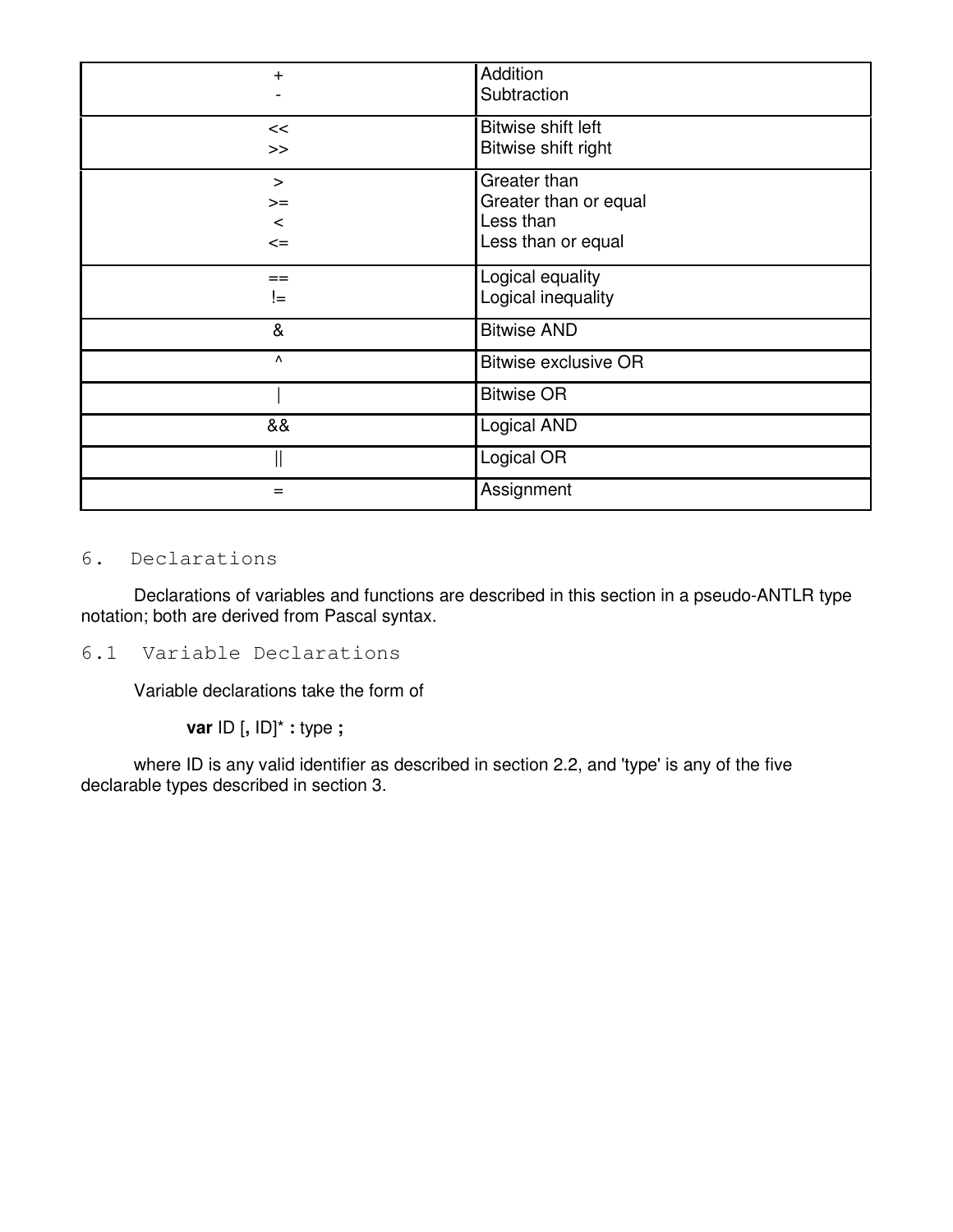| + <br> - | Addition <br> Subtraction |
|---|---|
| << <br> >> | Bitwise shift left <br> Bitwise shift right |
| > <br> >= <br> < <br> <= | Greater than <br> Greater than or equal <br> Less than <br> Less than or equal |
| == <br> != | Logical equality <br> Logical inequality |
| & | Bitwise AND |
| ^ | Bitwise exclusive OR |
| \| | Bitwise OR |
| && | Logical AND |
| \|\| | Logical OR |
| = | Assignment |

# 6. Declarations

Declarations of variables and functions are described in this section in a pseudo-ANTLR type notation; both are derived from Pascal syntax.

## 6.1 Variable Declarations

Variable declarations take the form of

**var** ID [**,** ID]* **:** type **;**

where ID is any valid identifier as described in section 2.2, and 'type' is any of the five declarable types described in section 3.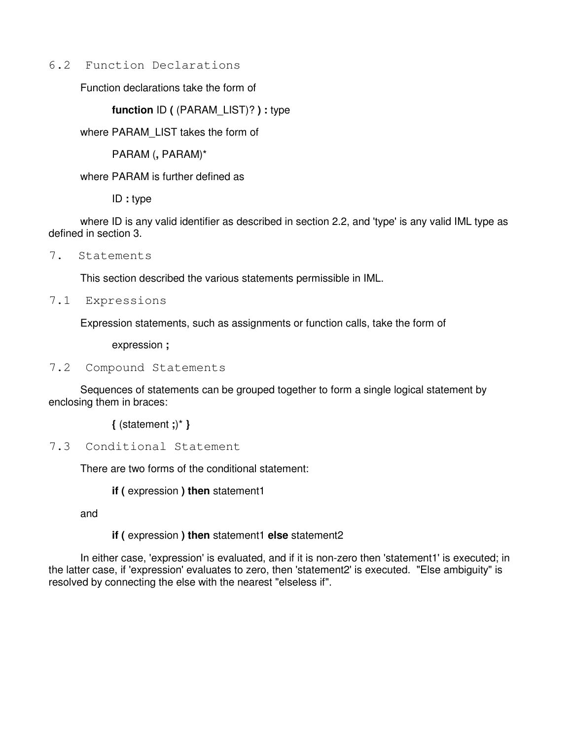## 6.2 Function Declarations

Function declarations take the form of

> **function** ID **(** (PARAM_LIST)? **) :** type

where PARAM_LIST takes the form of

> PARAM (**,** PARAM)*

where PARAM is further defined as

> ID **:** type

where ID is any valid identifier as described in section 2.2, and 'type' is any valid IML type as defined in section 3.

# 7. Statements

This section described the various statements permissible in IML.

## 7.1 Expressions

Expression statements, such as assignments or function calls, take the form of

> expression **;**

## 7.2 Compound Statements

Sequences of statements can be grouped together to form a single logical statement by enclosing them in braces:

> **{** (statement **;**)* **}**

## 7.3 Conditional Statement

There are two forms of the conditional statement:

> **if (** expression **) then** statement1

and

> **if (** expression **) then** statement1 **else** statement2

In either case, 'expression' is evaluated, and if it is non-zero then 'statement1' is executed; in the latter case, if 'expression' evaluates to zero, then 'statement2' is executed. "Else ambiguity" is resolved by connecting the else with the nearest "elseless if".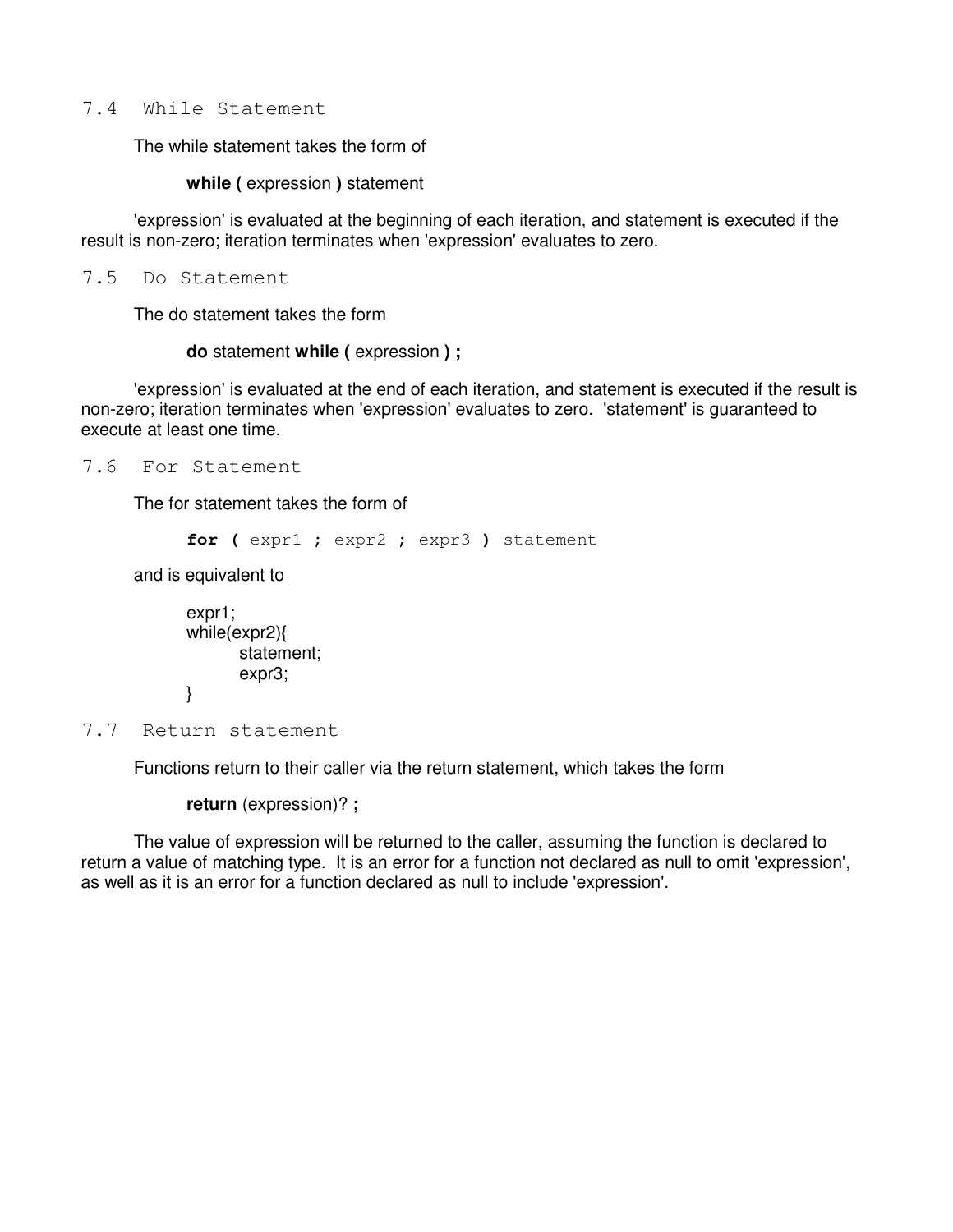### 7.4 While Statement

The while statement takes the form of

**while (** expression **)** statement

'expression' is evaluated at the beginning of each iteration, and statement is executed if the result is non-zero; iteration terminates when 'expression' evaluates to zero.

### 7.5 Do Statement

The do statement takes the form

**do** statement **while (** expression **) ;**

'expression' is evaluated at the end of each iteration, and statement is executed if the result is non-zero; iteration terminates when 'expression' evaluates to zero. 'statement' is guaranteed to execute at least one time.

### 7.6 For Statement

The for statement takes the form of

```
for ( expr1 ; expr2 ; expr3 ) statement
```

and is equivalent to

```
expr1;
while(expr2){
        statement;
        expr3;
}
```

### 7.7 Return statement

Functions return to their caller via the return statement, which takes the form

**return** (expression)? **;**

The value of expression will be returned to the caller, assuming the function is declared to return a value of matching type. It is an error for a function not declared as null to omit 'expression', as well as it is an error for a function declared as null to include 'expression'.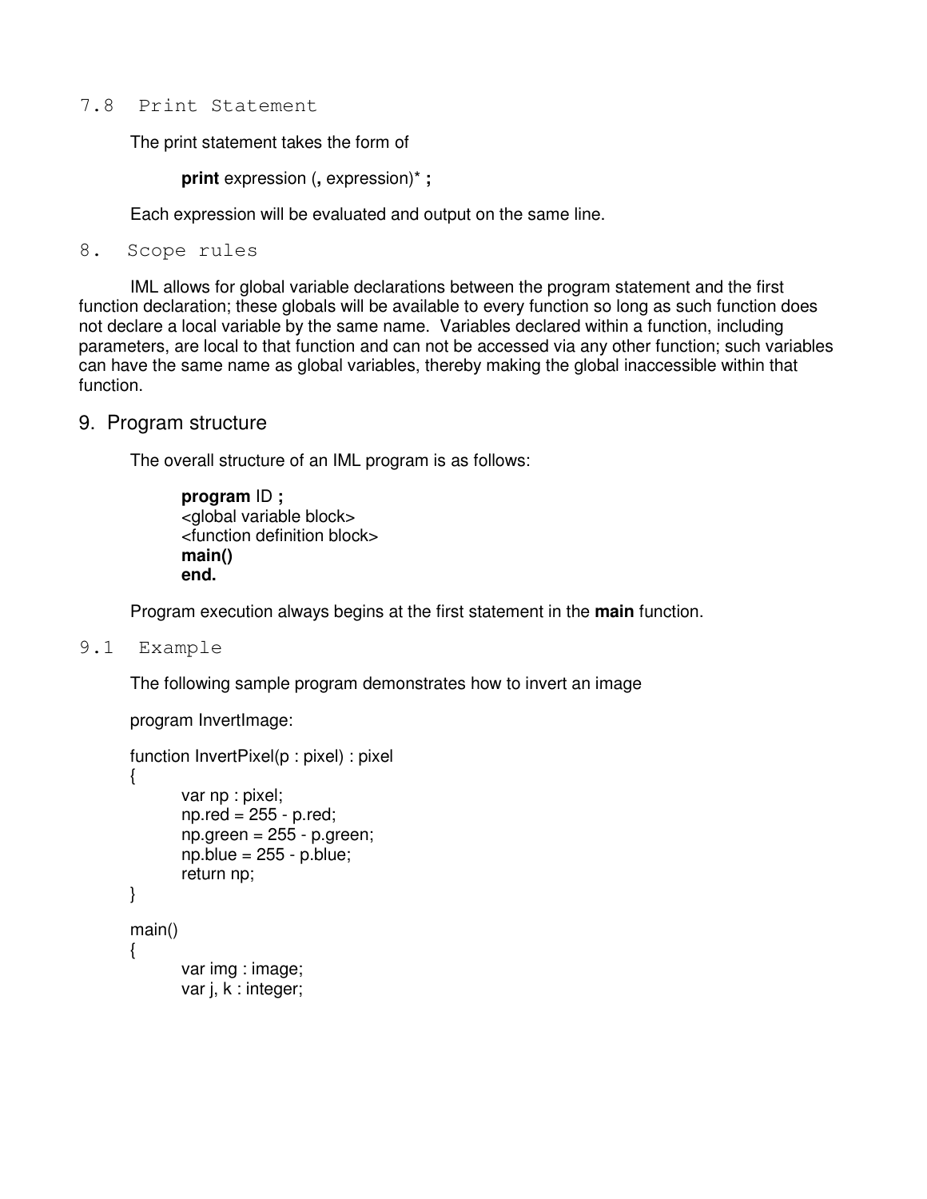### 7.8 Print Statement

The print statement takes the form of

**print** expression (**,** expression)* **;**

Each expression will be evaluated and output on the same line.

## 8. Scope rules

IML allows for global variable declarations between the program statement and the first function declaration; these globals will be available to every function so long as such function does not declare a local variable by the same name. Variables declared within a function, including parameters, are local to that function and can not be accessed via any other function; such variables can have the same name as global variables, thereby making the global inaccessible within that function.

## 9. Program structure

The overall structure of an IML program is as follows:

**program** ID **;**
<global variable block>
<function definition block>
**main()**
**end.**

Program execution always begins at the first statement in the **main** function.

### 9.1 Example

The following sample program demonstrates how to invert an image

```
program InvertImage:

function InvertPixel(p : pixel) : pixel
{
        var np : pixel;
        np.red = 255 - p.red;
        np.green = 255 - p.green;
        np.blue = 255 - p.blue;
        return np;
}

main()
{
        var img : image;
        var j, k : integer;
```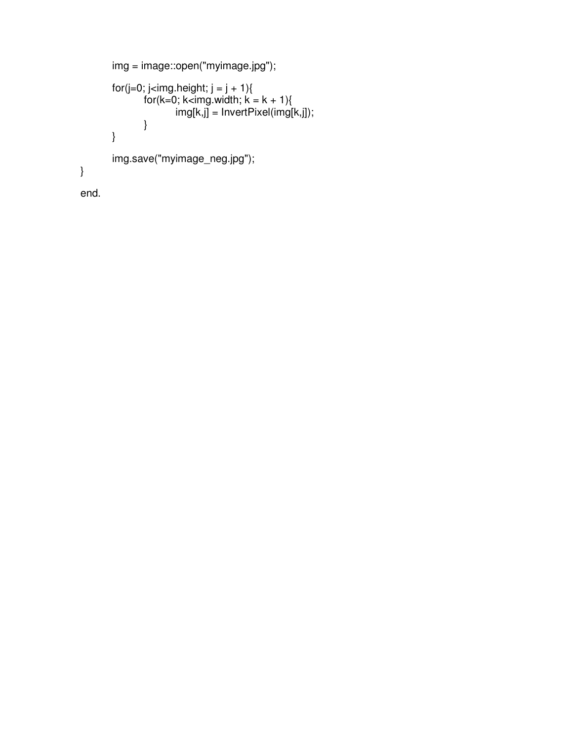```
    img = image::open("myimage.jpg");

    for(j=0; j<img.height; j = j + 1){
        for(k=0; k<img.width; k = k + 1){
            img[k,j] = InvertPixel(img[k,j]);
        }
    }

    img.save("myimage_neg.jpg");
}

end.
```